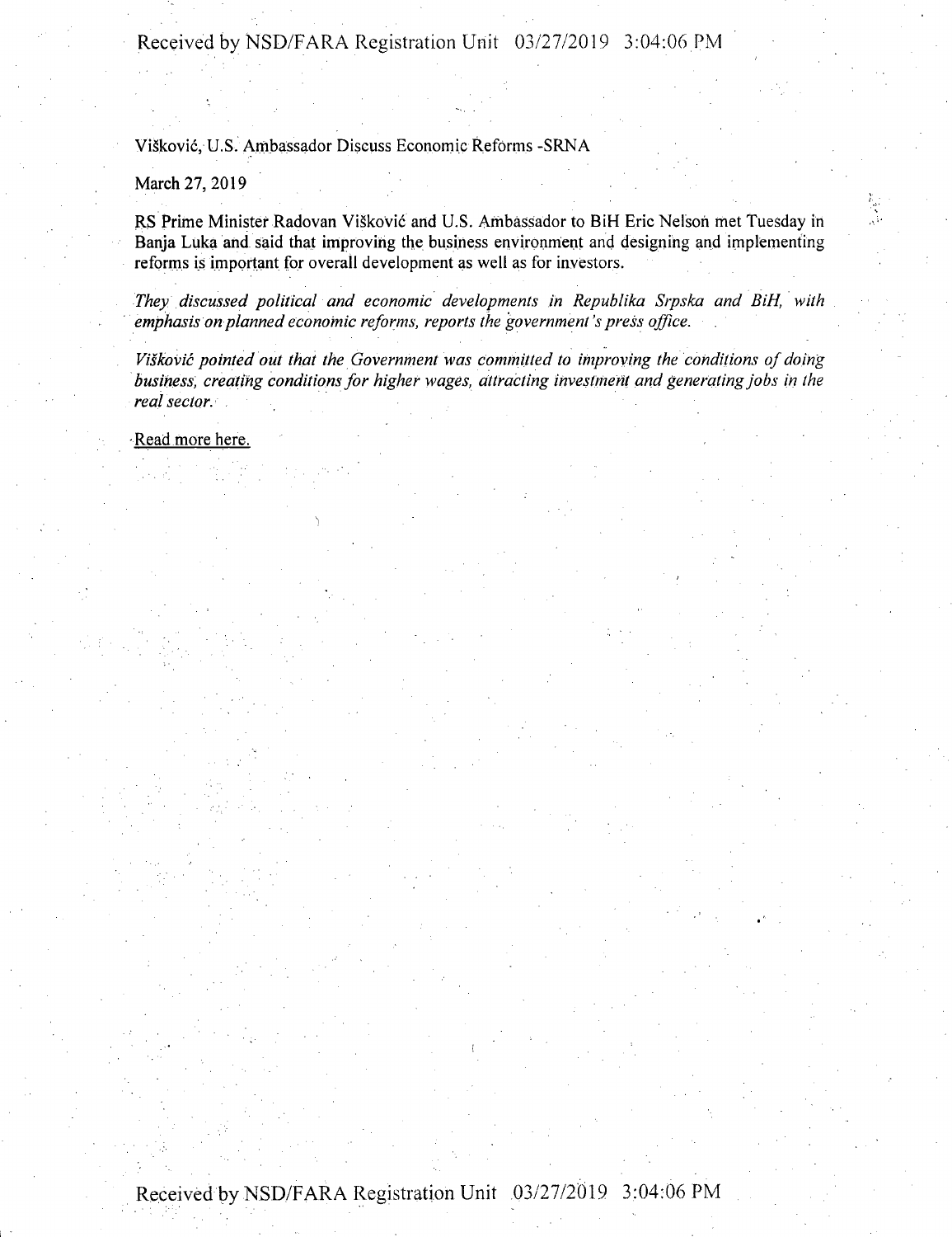Višković, U.S. Ambassador Discuss Economic Reforms -SRNA

March 27, 2019

RS Prime Minister Radovan Višković and U.S. Ambassador to BiH Eric Nelson met Tuesday in Banja Luka and said that improving the business environment and designing and implementing reforms is important for overall development as well as for investors.

*They discussed political and economic developments in Republika Srpska and BiH, with emphasis on planned economic reforms, reports the government's press office.*

*Višković pointed out that the Government was committed to improving the conditions of doing business, creating conditions for higher wages, attracting investment and generating jobs in the real sector.*

Read more here.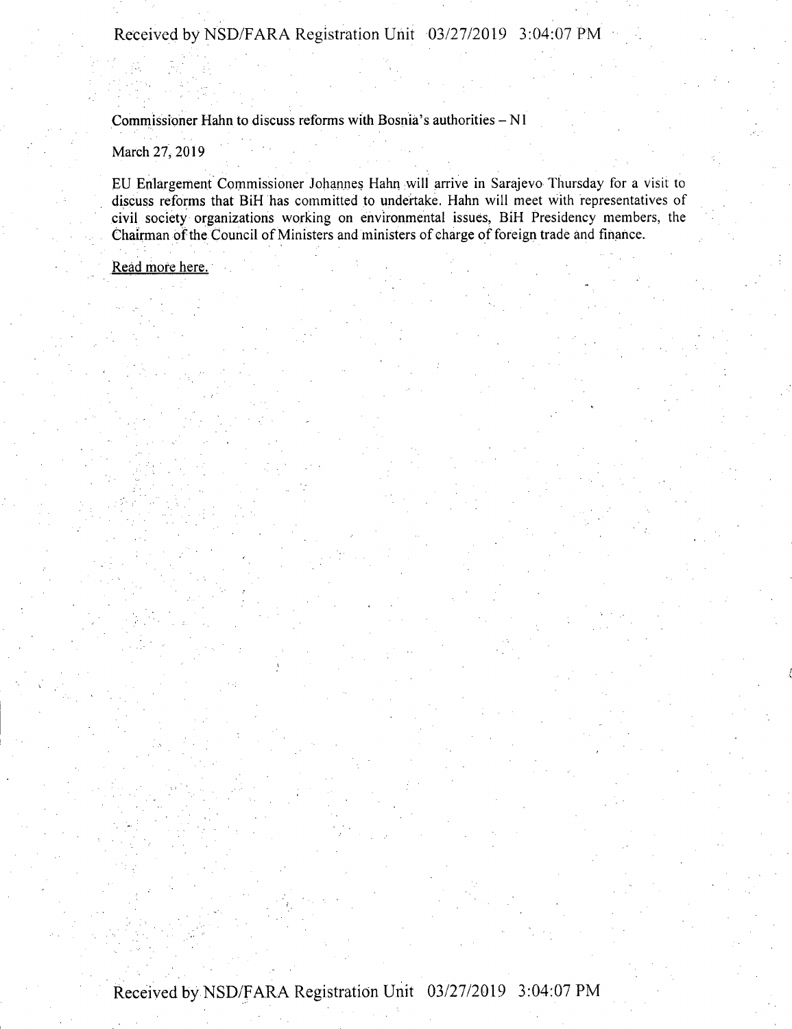Commissioner Hahn to discuss reforms with Bosnia's authorities – N1

March 27, 2019

EU Enlargement Commissioner Johannes Hahn will arrive in Sarajevo Thursday for a visit to discuss reforms that BiH has committed to undertake. Hahn will meet with representatives of civil society organizations working on environmental issues, BiH Presidency members, the Chairman of the Council of Ministers and ministers of charge of foreign trade and finance.

Read more here.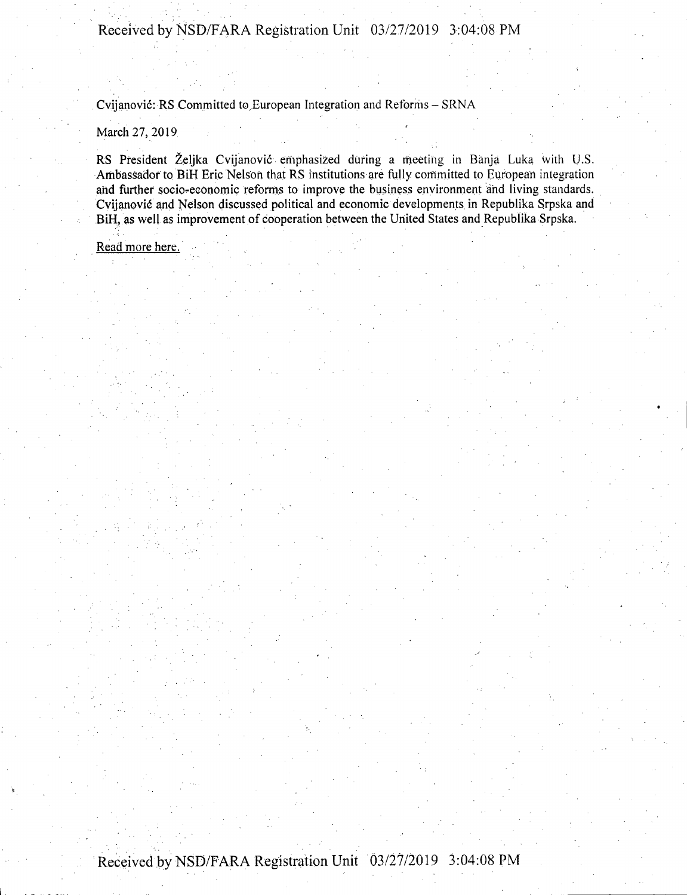Cvijanović: RS Committed to European Integration and Reforms – SRNA

March 27, 2019

RS President Željka Cvijanović emphasized during a meeting in Banja Luka with U.S. Ambassador to BiH Eric Nelson that RS institutions are fully committed to European integration and further socio-economic reforms to improve the business environment and living standards. Cvijanović and Nelson discussed political and economic developments in Republika Srpska and BiH, as well as improvement of cooperation between the United States and Republika Srpska.

Read more here.